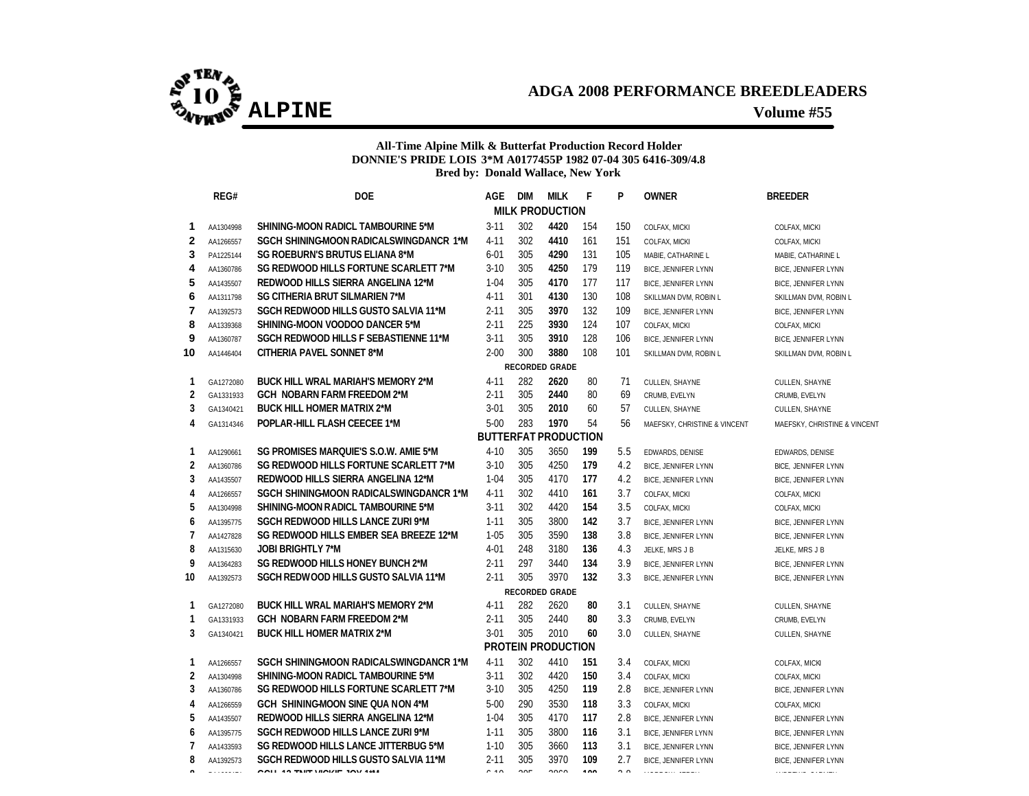# ALPINE

## ADGA 2008 PERFORMANCE BREEDLEADERS

**Volume #55**

**All-Time Alpine Milk & Butterfat Production Record Holder**
**DONNIE'S PRIDE LOIS 3*M A0177455P 1982 07-04 305 6416-309/4.8**
**Bred by: Donald Wallace, New York**

| | REG# | DOE | AGE | DIM | MILK | F | P | OWNER | BREEDER |
|---|---|---|---|---|---|---|---|---|---|
| | | | | | **MILK PRODUCTION** | | | | |
| 1 | AA1304998 | SHINING-MOON RADICL TAMBOURINE 5*M | 3-11 | 302 | **4420** | 154 | 150 | COLFAX, MICKI | COLFAX, MICKI |
| 2 | AA1266557 | SGCH SHINING-MOON RADICALSWINGDANCR 1*M | 4-11 | 302 | **4410** | 161 | 151 | COLFAX, MICKI | COLFAX, MICKI |
| 3 | PA1225144 | SG ROEBURN'S BRUTUS ELIANA 8*M | 6-01 | 305 | **4290** | 131 | 105 | MABIE, CATHARINE L | MABIE, CATHARINE L |
| 4 | AA1360786 | SG REDWOOD HILLS FORTUNE SCARLETT 7*M | 3-10 | 305 | **4250** | 179 | 119 | BICE, JENNIFER LYNN | BICE, JENNIFER LYNN |
| 5 | AA1435507 | REDWOOD HILLS SIERRA ANGELINA 12*M | 1-04 | 305 | **4170** | 177 | 117 | BICE, JENNIFER LYNN | BICE, JENNIFER LYNN |
| 6 | AA1311798 | SG CITHERIA BRUT SILMARIEN 7*M | 4-11 | 301 | **4130** | 130 | 108 | SKILLMAN DVM, ROBIN L | SKILLMAN DVM, ROBIN L |
| 7 | AA1392573 | SGCH REDWOOD HILLS GUSTO SALVIA 11*M | 2-11 | 305 | **3970** | 132 | 109 | BICE, JENNIFER LYNN | BICE, JENNIFER LYNN |
| 8 | AA1339368 | SHINING-MOON VOODOO DANCER 5*M | 2-11 | 225 | **3930** | 124 | 107 | COLFAX, MICKI | COLFAX, MICKI |
| 9 | AA1360787 | SGCH REDWOOD HILLS F SEBASTIENNE 11*M | 3-11 | 305 | **3910** | 128 | 106 | BICE, JENNIFER LYNN | BICE, JENNIFER LYNN |
| 10 | AA1446404 | CITHERIA PAVEL SONNET 8*M | 2-00 | 300 | **3880** | 108 | 101 | SKILLMAN DVM, ROBIN L | SKILLMAN DVM, ROBIN L |
| | | | | | **RECORDED GRADE** | | | | |
| 1 | GA1272080 | BUCK HILL WRAL MARIAH'S MEMORY 2*M | 4-11 | 282 | **2620** | 80 | 71 | CULLEN, SHAYNE | CULLEN, SHAYNE |
| 2 | GA1331933 | GCH NOBARN FARM FREEDOM 2*M | 2-11 | 305 | **2440** | 80 | 69 | CRUMB, EVELYN | CRUMB, EVELYN |
| 3 | GA1340421 | BUCK HILL HOMER MATRIX 2*M | 3-01 | 305 | **2010** | 60 | 57 | CULLEN, SHAYNE | CULLEN, SHAYNE |
| 4 | GA1314346 | POPLAR-HILL FLASH CEECEE 1*M | 5-00 | 283 | **1970** | 54 | 56 | MAEFSKY, CHRISTINE & VINCENT | MAEFSKY, CHRISTINE & VINCENT |
| | | | | | **BUTTERFAT PRODUCTION** | | | | |
| 1 | AA1290661 | SG PROMISES MARQUIE'S S.O.W. AMIE 5*M | 4-10 | 305 | 3650 | **199** | 5.5 | EDWARDS, DENISE | EDWARDS, DENISE |
| 2 | AA1360786 | SG REDWOOD HILLS FORTUNE SCARLETT 7*M | 3-10 | 305 | 4250 | **179** | 4.2 | BICE, JENNIFER LYNN | BICE, JENNIFER LYNN |
| 3 | AA1435507 | REDWOOD HILLS SIERRA ANGELINA 12*M | 1-04 | 305 | 4170 | **177** | 4.2 | BICE, JENNIFER LYNN | BICE, JENNIFER LYNN |
| 4 | AA1266557 | SGCH SHINING-MOON RADICALSWINGDANCR 1*M | 4-11 | 302 | 4410 | **161** | 3.7 | COLFAX, MICKI | COLFAX, MICKI |
| 5 | AA1304998 | SHINING-MOON RADICL TAMBOURINE 5*M | 3-11 | 302 | 4420 | **154** | 3.5 | COLFAX, MICKI | COLFAX, MICKI |
| 6 | AA1395775 | SGCH REDWOOD HILLS LANCE ZURI 9*M | 1-11 | 305 | 3800 | **142** | 3.7 | BICE, JENNIFER LYNN | BICE, JENNIFER LYNN |
| 7 | AA1427828 | SG REDWOOD HILLS EMBER SEA BREEZE 12*M | 1-05 | 305 | 3590 | **138** | 3.8 | BICE, JENNIFER LYNN | BICE, JENNIFER LYNN |
| 8 | AA1315630 | JOBI BRIGHTLY 7*M | 4-01 | 248 | 3180 | **136** | 4.3 | JELKE, MRS J B | JELKE, MRS J B |
| 9 | AA1364283 | SG REDWOOD HILLS HONEY BUNCH 2*M | 2-11 | 297 | 3440 | **134** | 3.9 | BICE, JENNIFER LYNN | BICE, JENNIFER LYNN |
| 10 | AA1392573 | SGCH REDWOOD HILLS GUSTO SALVIA 11*M | 2-11 | 305 | 3970 | **132** | 3.3 | BICE, JENNIFER LYNN | BICE, JENNIFER LYNN |
| | | | | | **RECORDED GRADE** | | | | |
| 1 | GA1272080 | BUCK HILL WRAL MARIAH'S MEMORY 2*M | 4-11 | 282 | 2620 | **80** | 3.1 | CULLEN, SHAYNE | CULLEN, SHAYNE |
| 1 | GA1331933 | GCH NOBARN FARM FREEDOM 2*M | 2-11 | 305 | 2440 | **80** | 3.3 | CRUMB, EVELYN | CRUMB, EVELYN |
| 3 | GA1340421 | BUCK HILL HOMER MATRIX 2*M | 3-01 | 305 | 2010 | **60** | 3.0 | CULLEN, SHAYNE | CULLEN, SHAYNE |
| | | | | | **PROTEIN PRODUCTION** | | | | |
| 1 | AA1266557 | SGCH SHINING-MOON RADICALSWINGDANCR 1*M | 4-11 | 302 | 4410 | **151** | 3.4 | COLFAX, MICKI | COLFAX, MICKI |
| 2 | AA1304998 | SHINING-MOON RADICL TAMBOURINE 5*M | 3-11 | 302 | 4420 | **150** | 3.4 | COLFAX, MICKI | COLFAX, MICKI |
| 3 | AA1360786 | SG REDWOOD HILLS FORTUNE SCARLETT 7*M | 3-10 | 305 | 4250 | **119** | 2.8 | BICE, JENNIFER LYNN | BICE, JENNIFER LYNN |
| 4 | AA1266559 | GCH SHINING-MOON SINE QUA NON 4*M | 5-00 | 290 | 3530 | **118** | 3.3 | COLFAX, MICKI | COLFAX, MICKI |
| 5 | AA1435507 | REDWOOD HILLS SIERRA ANGELINA 12*M | 1-04 | 305 | 4170 | **117** | 2.8 | BICE, JENNIFER LYNN | BICE, JENNIFER LYNN |
| 6 | AA1395775 | SGCH REDWOOD HILLS LANCE ZURI 9*M | 1-11 | 305 | 3800 | **116** | 3.1 | BICE, JENNIFER LYNN | BICE, JENNIFER LYNN |
| 7 | AA1433593 | SG REDWOOD HILLS LANCE JITTERBUG 5*M | 1-10 | 305 | 3660 | **113** | 3.1 | BICE, JENNIFER LYNN | BICE, JENNIFER LYNN |
| 8 | AA1392573 | SGCH REDWOOD HILLS GUSTO SALVIA 11*M | 2-11 | 305 | 3970 | **109** | 2.7 | BICE, JENNIFER LYNN | BICE, JENNIFER LYNN |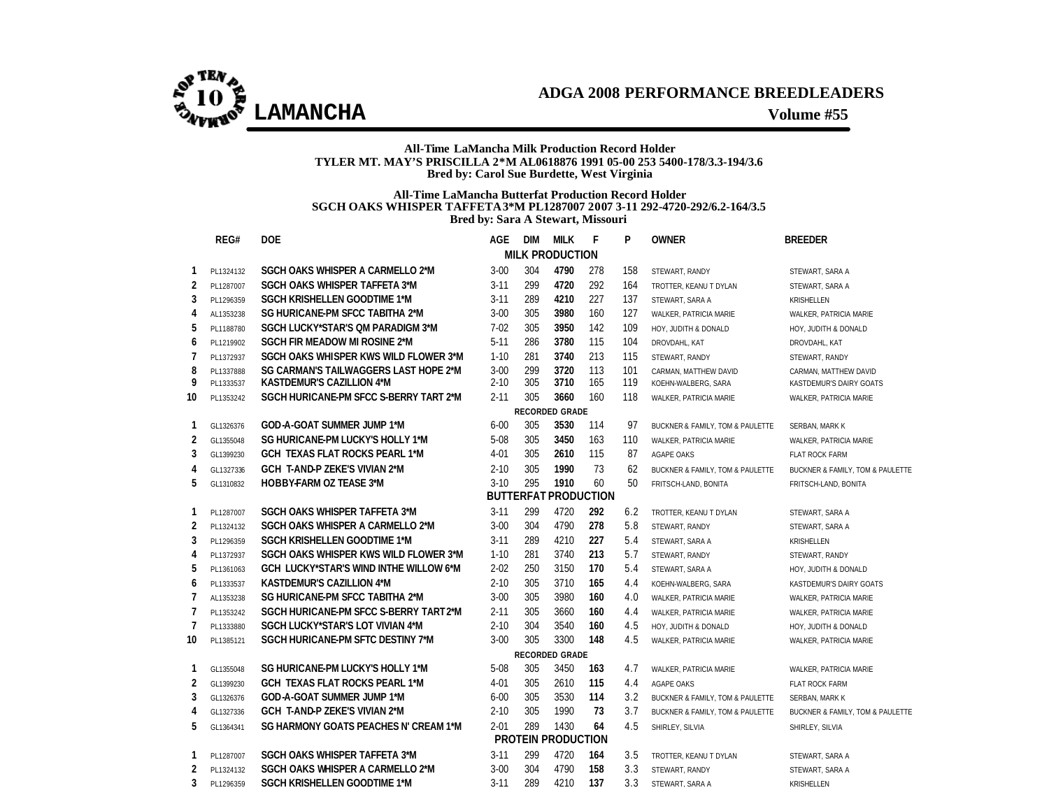# ADGA 2008 PERFORMANCE BREEDLEADERS

## LAMANCHA

Volume #55

**All-Time LaMancha Milk Production Record Holder**
**TYLER MT. MAY'S PRISCILLA 2*M AL0618876 1991 05-00 253 5400-178/3.3-194/3.6**
**Bred by: Carol Sue Burdette, West Virginia**

**All-Time LaMancha Butterfat Production Record Holder**
**SGCH OAKS WHISPER TAFFETA3*M PL1287007 2007 3-11 292-4720-292/6.2-164/3.5**
**Bred by: Sara A Stewart, Missouri**

| | REG# | DOE | AGE | DIM | MILK | F | P | OWNER | BREEDER |
|---|---|---|---|---|---|---|---|---|---|
| | | | | | **MILK PRODUCTION** | | | | |
| 1 | PL1324132 | SGCH OAKS WHISPER A CARMELLO 2*M | 3-00 | 304 | **4790** | 278 | 158 | STEWART, RANDY | STEWART, SARA A |
| 2 | PL1287007 | SGCH OAKS WHISPER TAFFETA 3*M | 3-11 | 299 | **4720** | 292 | 164 | TROTTER, KEANU T DYLAN | STEWART, SARA A |
| 3 | PL1296359 | SGCH KRISHELLEN GOODTIME 1*M | 3-11 | 289 | **4210** | 227 | 137 | STEWART, SARA A | KRISHELLEN |
| 4 | AL1353238 | SG HURICANE-PM SFCC TABITHA 2*M | 3-00 | 305 | **3980** | 160 | 127 | WALKER, PATRICIA MARIE | WALKER, PATRICIA MARIE |
| 5 | PL1188780 | SGCH LUCKY*STAR'S QM PARADIGM 3*M | 7-02 | 305 | **3950** | 142 | 109 | HOY, JUDITH & DONALD | HOY, JUDITH & DONALD |
| 6 | PL1219902 | SGCH FIR MEADOW MI ROSINE 2*M | 5-11 | 286 | **3780** | 115 | 104 | DROVDAHL, KAT | DROVDAHL, KAT |
| 7 | PL1372937 | SGCH OAKS WHISPER KWS WILD FLOWER 3*M | 1-10 | 281 | **3740** | 213 | 115 | STEWART, RANDY | STEWART, RANDY |
| 8 | PL1337888 | SG CARMAN'S TAILWAGGERS LAST HOPE 2*M | 3-00 | 299 | **3720** | 113 | 101 | CARMAN, MATTHEW DAVID | CARMAN, MATTHEW DAVID |
| 9 | PL1333537 | KASTDEMUR'S CAZILLION 4*M | 2-10 | 305 | **3710** | 165 | 119 | KOEHN-WALBERG, SARA | KASTDEMUR'S DAIRY GOATS |
| 10 | PL1353242 | SGCH HURICANE-PM SFCC S-BERRY TART 2*M | 2-11 | 305 | **3660** | 160 | 118 | WALKER, PATRICIA MARIE | WALKER, PATRICIA MARIE |
| | | | | | **RECORDED GRADE** | | | | |
| 1 | GL1326376 | GOD-A-GOAT SUMMER JUMP 1*M | 6-00 | 305 | **3530** | 114 | 97 | BUCKNER & FAMILY, TOM & PAULETTE | SERBAN, MARK K |
| 2 | GL1355048 | SG HURICANE-PM LUCKY'S HOLLY 1*M | 5-08 | 305 | **3450** | 163 | 110 | WALKER, PATRICIA MARIE | WALKER, PATRICIA MARIE |
| 3 | GL1399230 | GCH TEXAS FLAT ROCKS PEARL 1*M | 4-01 | 305 | **2610** | 115 | 87 | AGAPE OAKS | FLAT ROCK FARM |
| 4 | GL1327336 | GCH T-AND-P ZEKE'S VIVIAN 2*M | 2-10 | 305 | **1990** | 73 | 62 | BUCKNER & FAMILY, TOM & PAULETTE | BUCKNER & FAMILY, TOM & PAULETTE |
| 5 | GL1310832 | HOBBY-FARM OZ TEASE 3*M | 3-10 | 295 | **1910** | 60 | 50 | FRITSCH-LAND, BONITA | FRITSCH-LAND, BONITA |
| | | | | | **BUTTERFAT PRODUCTION** | | | | |
| 1 | PL1287007 | SGCH OAKS WHISPER TAFFETA 3*M | 3-11 | 299 | 4720 | **292** | 6.2 | TROTTER, KEANU T DYLAN | STEWART, SARA A |
| 2 | PL1324132 | SGCH OAKS WHISPER A CARMELLO 2*M | 3-00 | 304 | 4790 | **278** | 5.8 | STEWART, RANDY | STEWART, SARA A |
| 3 | PL1296359 | SGCH KRISHELLEN GOODTIME 1*M | 3-11 | 289 | 4210 | **227** | 5.4 | STEWART, SARA A | KRISHELLEN |
| 4 | PL1372937 | SGCH OAKS WHISPER KWS WILD FLOWER 3*M | 1-10 | 281 | 3740 | **213** | 5.7 | STEWART, RANDY | STEWART, RANDY |
| 5 | PL1361063 | GCH LUCKY*STAR'S WIND INTHE WILLOW 6*M | 2-02 | 250 | 3150 | **170** | 5.4 | STEWART, SARA A | HOY, JUDITH & DONALD |
| 6 | PL1333537 | KASTDEMUR'S CAZILLION 4*M | 2-10 | 305 | 3710 | **165** | 4.4 | KOEHN-WALBERG, SARA | KASTDEMUR'S DAIRY GOATS |
| 7 | AL1353238 | SG HURICANE-PM SFCC TABITHA 2*M | 3-00 | 305 | 3980 | **160** | 4.0 | WALKER, PATRICIA MARIE | WALKER, PATRICIA MARIE |
| 7 | PL1353242 | SGCH HURICANE-PM SFCC S-BERRY TART 2*M | 2-11 | 305 | 3660 | **160** | 4.4 | WALKER, PATRICIA MARIE | WALKER, PATRICIA MARIE |
| 7 | PL1333880 | SGCH LUCKY*STAR'S LOT VIVIAN 4*M | 2-10 | 304 | 3540 | **160** | 4.5 | HOY, JUDITH & DONALD | HOY, JUDITH & DONALD |
| 10 | PL1385121 | SGCH HURICANE-PM SFTC DESTINY 7*M | 3-00 | 305 | 3300 | **148** | 4.5 | WALKER, PATRICIA MARIE | WALKER, PATRICIA MARIE |
| | | | | | **RECORDED GRADE** | | | | |
| 1 | GL1355048 | SG HURICANE-PM LUCKY'S HOLLY 1*M | 5-08 | 305 | 3450 | **163** | 4.7 | WALKER, PATRICIA MARIE | WALKER, PATRICIA MARIE |
| 2 | GL1399230 | GCH TEXAS FLAT ROCKS PEARL 1*M | 4-01 | 305 | 2610 | **115** | 4.4 | AGAPE OAKS | FLAT ROCK FARM |
| 3 | GL1326376 | GOD-A-GOAT SUMMER JUMP 1*M | 6-00 | 305 | 3530 | **114** | 3.2 | BUCKNER & FAMILY, TOM & PAULETTE | SERBAN, MARK K |
| 4 | GL1327336 | GCH T-AND-P ZEKE'S VIVIAN 2*M | 2-10 | 305 | 1990 | **73** | 3.7 | BUCKNER & FAMILY, TOM & PAULETTE | BUCKNER & FAMILY, TOM & PAULETTE |
| 5 | GL1364341 | SG HARMONY GOATS PEACHES N' CREAM 1*M | 2-01 | 289 | 1430 | **64** | 4.5 | SHIRLEY, SILVIA | SHIRLEY, SILVIA |
| | | | | | **PROTEIN PRODUCTION** | | | | |
| 1 | PL1287007 | SGCH OAKS WHISPER TAFFETA 3*M | 3-11 | 299 | 4720 | **164** | 3.5 | TROTTER, KEANU T DYLAN | STEWART, SARA A |
| 2 | PL1324132 | SGCH OAKS WHISPER A CARMELLO 2*M | 3-00 | 304 | 4790 | **158** | 3.3 | STEWART, RANDY | STEWART, SARA A |
| 3 | PL1296359 | SGCH KRISHELLEN GOODTIME 1*M | 3-11 | 289 | 4210 | **137** | 3.3 | STEWART, SARA A | KRISHELLEN |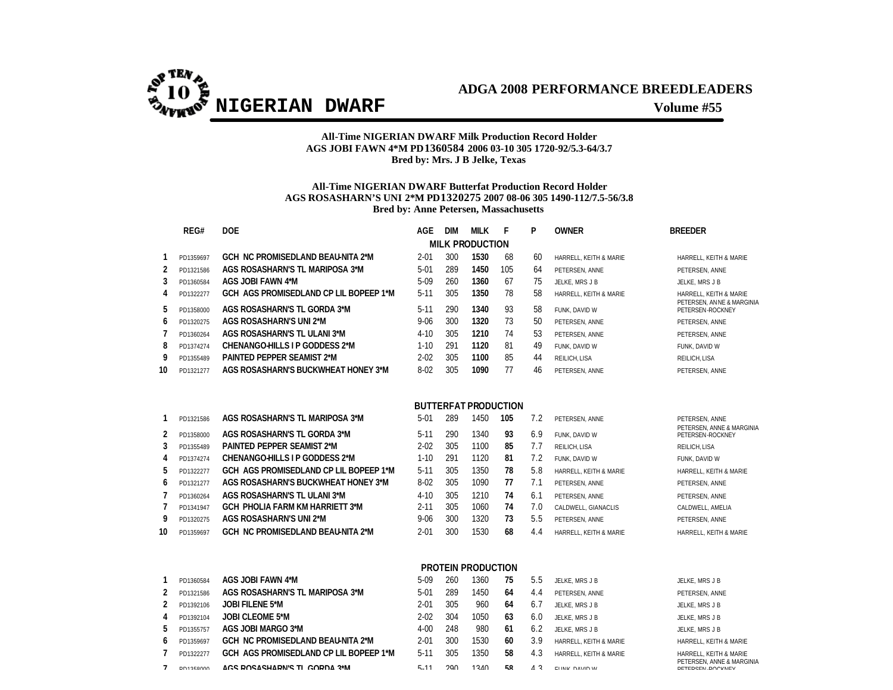# ADGA 2008 PERFORMANCE BREEDLEADERS

## NIGERIAN DWARF

**Volume #55**

**All-Time NIGERIAN DWARF Milk Production Record Holder**
**AGS JOBI FAWN 4*M PD1360584 2006 03-10 305 1720-92/5.3-64/3.7**
**Bred by: Mrs. J B Jelke, Texas**

**All-Time NIGERIAN DWARF Butterfat Production Record Holder**
**AGS ROSASHARN'S UNI 2*M PD1320275 2007 08-06 305 1490-112/7.5-56/3.8**
**Bred by: Anne Petersen, Massachusetts**

| | REG# | DOE | AGE | DIM | MILK | F | P | OWNER | BREEDER |
|---|---|---|---|---|---|---|---|---|---|
| | | | | | **MILK PRODUCTION** | | | | |
| 1 | PD1359697 | GCH NC PROMISEDLAND BEAU-NITA 2*M | 2-01 | 300 | **1530** | 68 | 60 | HARRELL, KEITH & MARIE | HARRELL, KEITH & MARIE |
| 2 | PD1321586 | AGS ROSASHARN'S TL MARIPOSA 3*M | 5-01 | 289 | **1450** | 105 | 64 | PETERSEN, ANNE | PETERSEN, ANNE |
| 3 | PD1360584 | AGS JOBI FAWN 4*M | 5-09 | 260 | **1360** | 67 | 75 | JELKE, MRS J B | JELKE, MRS J B |
| 4 | PD1322277 | GCH AGS PROMISEDLAND CP LIL BOPEEP 1*M | 5-11 | 305 | **1350** | 78 | 58 | HARRELL, KEITH & MARIE | HARRELL, KEITH & MARIE |
| 5 | PD1358000 | AGS ROSASHARN'S TL GORDA 3*M | 5-11 | 290 | **1340** | 93 | 58 | FUNK, DAVID W | PETERSEN, ANNE & MARGINIA PETERSEN-ROCKNEY |
| 6 | PD1320275 | AGS ROSASHARN'S UNI 2*M | 9-06 | 300 | **1320** | 73 | 50 | PETERSEN, ANNE | PETERSEN, ANNE |
| 7 | PD1360264 | AGS ROSASHARN'S TL ULANI 3*M | 4-10 | 305 | **1210** | 74 | 53 | PETERSEN, ANNE | PETERSEN, ANNE |
| 8 | PD1374274 | CHENANGO-HILLS I P GODDESS 2*M | 1-10 | 291 | **1120** | 81 | 49 | FUNK, DAVID W | FUNK, DAVID W |
| 9 | PD1355489 | PAINTED PEPPER SEAMIST 2*M | 2-02 | 305 | **1100** | 85 | 44 | REILICH, LISA | REILICH, LISA |
| 10 | PD1321277 | AGS ROSASHARN'S BUCKWHEAT HONEY 3*M | 8-02 | 305 | **1090** | 77 | 46 | PETERSEN, ANNE | PETERSEN, ANNE |
| | | | | | **BUTTERFAT PRODUCTION** | | | | |
| 1 | PD1321586 | AGS ROSASHARN'S TL MARIPOSA 3*M | 5-01 | 289 | 1450 | **105** | 7.2 | PETERSEN, ANNE | PETERSEN, ANNE |
| 2 | PD1358000 | AGS ROSASHARN'S TL GORDA 3*M | 5-11 | 290 | 1340 | **93** | 6.9 | FUNK, DAVID W | PETERSEN, ANNE & MARGINIA PETERSEN-ROCKNEY |
| 3 | PD1355489 | PAINTED PEPPER SEAMIST 2*M | 2-02 | 305 | 1100 | **85** | 7.7 | REILICH, LISA | REILICH, LISA |
| 4 | PD1374274 | CHENANGO-HILLS I P GODDESS 2*M | 1-10 | 291 | 1120 | **81** | 7.2 | FUNK, DAVID W | FUNK, DAVID W |
| 5 | PD1322277 | GCH AGS PROMISEDLAND CP LIL BOPEEP 1*M | 5-11 | 305 | 1350 | **78** | 5.8 | HARRELL, KEITH & MARIE | HARRELL, KEITH & MARIE |
| 6 | PD1321277 | AGS ROSASHARN'S BUCKWHEAT HONEY 3*M | 8-02 | 305 | 1090 | **77** | 7.1 | PETERSEN, ANNE | PETERSEN, ANNE |
| 7 | PD1360264 | AGS ROSASHARN'S TL ULANI 3*M | 4-10 | 305 | 1210 | **74** | 6.1 | PETERSEN, ANNE | PETERSEN, ANNE |
| 7 | PD1341947 | GCH PHOLIA FARM KM HARRIETT 3*M | 2-11 | 305 | 1060 | **74** | 7.0 | CALDWELL, GIANACLIS | CALDWELL, AMELIA |
| 9 | PD1320275 | AGS ROSASHARN'S UNI 2*M | 9-06 | 300 | 1320 | **73** | 5.5 | PETERSEN, ANNE | PETERSEN, ANNE |
| 10 | PD1359697 | GCH NC PROMISEDLAND BEAU-NITA 2*M | 2-01 | 300 | 1530 | **68** | 4.4 | HARRELL, KEITH & MARIE | HARRELL, KEITH & MARIE |
| | | | | | **PROTEIN PRODUCTION** | | | | |
| 1 | PD1360584 | AGS JOBI FAWN 4*M | 5-09 | 260 | 1360 | **75** | 5.5 | JELKE, MRS J B | JELKE, MRS J B |
| 2 | PD1321586 | AGS ROSASHARN'S TL MARIPOSA 3*M | 5-01 | 289 | 1450 | **64** | 4.4 | PETERSEN, ANNE | PETERSEN, ANNE |
| 2 | PD1392106 | JOBI FILENE 5*M | 2-01 | 305 | 960 | **64** | 6.7 | JELKE, MRS J B | JELKE, MRS J B |
| 4 | PD1392104 | JOBI CLEOME 5*M | 2-02 | 304 | 1050 | **63** | 6.0 | JELKE, MRS J B | JELKE, MRS J B |
| 5 | PD1355757 | AGS JOBI MARGO 3*M | 4-00 | 248 | 980 | **61** | 6.2 | JELKE, MRS J B | JELKE, MRS J B |
| 6 | PD1359697 | GCH NC PROMISEDLAND BEAU-NITA 2*M | 2-01 | 300 | 1530 | **60** | 3.9 | HARRELL, KEITH & MARIE | HARRELL, KEITH & MARIE |
| 7 | PD1322277 | GCH AGS PROMISEDLAND CP LIL BOPEEP 1*M | 5-11 | 305 | 1350 | **58** | 4.3 | HARRELL, KEITH & MARIE | HARRELL, KEITH & MARIE |
| 7 | PD1358000 | AGS ROSASHARN'S TL GORDA 3*M | 5-11 | 290 | 1340 | **58** | 4.3 | FUNK, DAVID W | PETERSEN, ANNE & MARGINIA PETERSEN-ROCKNEY |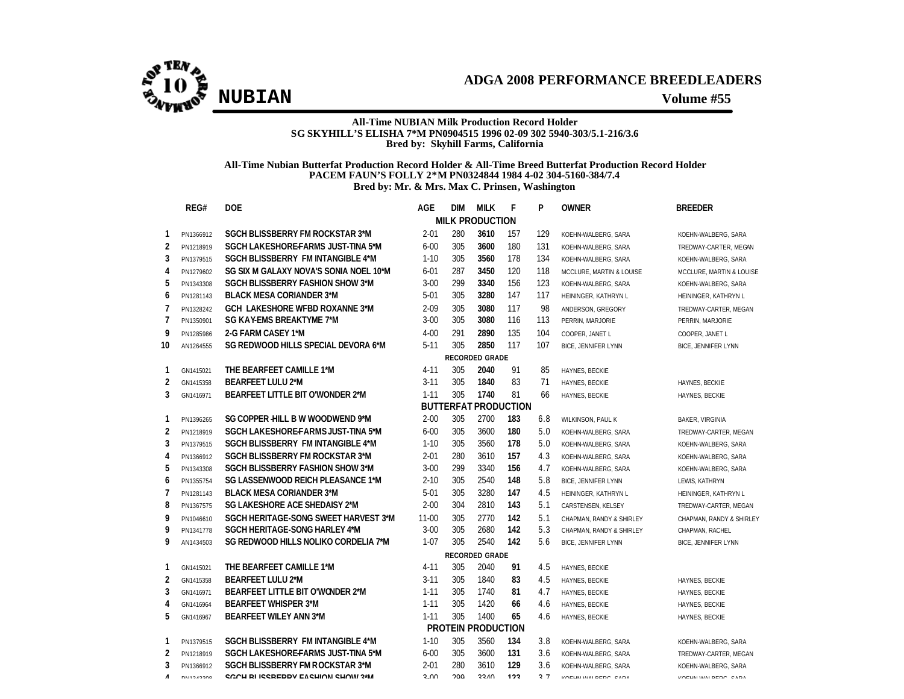# NUBIAN

## ADGA 2008 PERFORMANCE BREEDLEADERS

**Volume #55**

**All-Time NUBIAN Milk Production Record Holder**
**SG SKYHILL'S ELISHA 7*M PN0904515 1996 02-09 302 5940-303/5.1-216/3.6**
**Bred by: Skyhill Farms, California**

**All-Time Nubian Butterfat Production Record Holder & All-Time Breed Butterfat Production Record Holder**
**PACEM FAUN'S FOLLY 2*M PN0324844 1984 4-02 304-5160-384/7.4**
**Bred by: Mr. & Mrs. Max C. Prinsen, Washington**

| | REG# | DOE | AGE | DIM | MILK | F | P | OWNER | BREEDER |
|---|---|---|---|---|---|---|---|---|---|
| | | | | | **MILK PRODUCTION** | | | | |
| 1 | PN1366912 | SGCH BLISSBERRY FM ROCKSTAR 3*M | 2-01 | 280 | **3610** | 157 | 129 | KOEHN-WALBERG, SARA | KOEHN-WALBERG, SARA |
| 2 | PN1218919 | SGCH LAKESHORE-FARMS JUST-TINA 5*M | 6-00 | 305 | **3600** | 180 | 131 | KOEHN-WALBERG, SARA | TREDWAY-CARTER, MEGAN |
| 3 | PN1379515 | SGCH BLISSBERRY FM INTANGIBLE 4*M | 1-10 | 305 | **3560** | 178 | 134 | KOEHN-WALBERG, SARA | KOEHN-WALBERG, SARA |
| 4 | PN1279602 | SG SIX M GALAXY NOVA'S SONIA NOEL 10*M | 6-01 | 287 | **3450** | 120 | 118 | MCCLURE, MARTIN & LOUISE | MCCLURE, MARTIN & LOUISE |
| 5 | PN1343308 | SGCH BLISSBERRY FASHION SHOW 3*M | 3-00 | 299 | **3340** | 156 | 123 | KOEHN-WALBERG, SARA | KOEHN-WALBERG, SARA |
| 6 | PN1281143 | BLACK MESA CORIANDER 3*M | 5-01 | 305 | **3280** | 147 | 117 | HEININGER, KATHRYN L | HEININGER, KATHRYN L |
| 7 | PN1328242 | GCH LAKESHORE WFBD ROXANNE 3*M | 2-09 | 305 | **3080** | 117 | 98 | ANDERSON, GREGORY | TREDWAY-CARTER, MEGAN |
| 7 | PN1350901 | SG KAY-EMS BREAKTYME 7*M | 3-00 | 305 | **3080** | 116 | 113 | PERRIN, MARJORIE | PERRIN, MARJORIE |
| 9 | PN1285986 | 2-G FARM CASEY 1*M | 4-00 | 291 | **2890** | 135 | 104 | COOPER, JANET L | COOPER, JANET L |
| 10 | AN1264555 | SG REDWOOD HILLS SPECIAL DEVORA 6*M | 5-11 | 305 | **2850** | 117 | 107 | BICE, JENNIFER LYNN | BICE, JENNIFER LYNN |
| | | | | | **RECORDED GRADE** | | | | |
| 1 | GN1415021 | THE BEARFEET CAMILLE 1*M | 4-11 | 305 | **2040** | 91 | 85 | HAYNES, BECKIE | |
| 2 | GN1415358 | BEARFEET LULU 2*M | 3-11 | 305 | **1840** | 83 | 71 | HAYNES, BECKIE | HAYNES, BECKIE |
| 3 | GN1416971 | BEARFEET LITTLE BIT O'WONDER 2*M | 1-11 | 305 | **1740** | 81 | 66 | HAYNES, BECKIE | HAYNES, BECKIE |
| | | | | | **BUTTERFAT PRODUCTION** | | | | |
| 1 | PN1396265 | SG COPPER-HILL B W WOODWEND 9*M | 2-00 | 305 | 2700 | **183** | 6.8 | WILKINSON, PAUL K | BAKER, VIRGINIA |
| 2 | PN1218919 | SGCH LAKESHORE-FARMS JUST-TINA 5*M | 6-00 | 305 | 3600 | **180** | 5.0 | KOEHN-WALBERG, SARA | TREDWAY-CARTER, MEGAN |
| 3 | PN1379515 | SGCH BLISSBERRY FM INTANGIBLE 4*M | 1-10 | 305 | 3560 | **178** | 5.0 | KOEHN-WALBERG, SARA | KOEHN-WALBERG, SARA |
| 4 | PN1366912 | SGCH BLISSBERRY FM ROCKSTAR 3*M | 2-01 | 280 | 3610 | **157** | 4.3 | KOEHN-WALBERG, SARA | KOEHN-WALBERG, SARA |
| 5 | PN1343308 | SGCH BLISSBERRY FASHION SHOW 3*M | 3-00 | 299 | 3340 | **156** | 4.7 | KOEHN-WALBERG, SARA | KOEHN-WALBERG, SARA |
| 6 | PN1355754 | SG LASSENWOOD REICH PLEASANCE 1*M | 2-10 | 305 | 2540 | **148** | 5.8 | BICE, JENNIFER LYNN | LEWIS, KATHRYN |
| 7 | PN1281143 | BLACK MESA CORIANDER 3*M | 5-01 | 305 | 3280 | **147** | 4.5 | HEININGER, KATHRYN L | HEININGER, KATHRYN L |
| 8 | PN1367575 | SG LAKESHORE ACE SHEDAISY 2*M | 2-00 | 304 | 2810 | **143** | 5.1 | CARSTENSEN, KELSEY | TREDWAY-CARTER, MEGAN |
| 9 | PN1046610 | SGCH HERITAGE-SONG SWEET HARVEST 3*M | 11-00 | 305 | 2770 | **142** | 5.1 | CHAPMAN, RANDY & SHIRLEY | CHAPMAN, RANDY & SHIRLEY |
| 9 | PN1341778 | SGCH HERITAGE-SONG HARLEY 4*M | 3-00 | 305 | 2680 | **142** | 5.3 | CHAPMAN, RANDY & SHIRLEY | CHAPMAN, RACHEL |
| 9 | AN1434503 | SG REDWOOD HILLS NOLIKO CORDELIA 7*M | 1-07 | 305 | 2540 | **142** | 5.6 | BICE, JENNIFER LYNN | BICE, JENNIFER LYNN |
| | | | | | **RECORDED GRADE** | | | | |
| 1 | GN1415021 | THE BEARFEET CAMILLE 1*M | 4-11 | 305 | 2040 | **91** | 4.5 | HAYNES, BECKIE | |
| 2 | GN1415358 | BEARFEET LULU 2*M | 3-11 | 305 | 1840 | **83** | 4.5 | HAYNES, BECKIE | HAYNES, BECKIE |
| 3 | GN1416971 | BEARFEET LITTLE BIT O'WONDER 2*M | 1-11 | 305 | 1740 | **81** | 4.7 | HAYNES, BECKIE | HAYNES, BECKIE |
| 4 | GN1416964 | BEARFEET WHISPER 3*M | 1-11 | 305 | 1420 | **66** | 4.6 | HAYNES, BECKIE | HAYNES, BECKIE |
| 5 | GN1416967 | BEARFEET WILEY ANN 3*M | 1-11 | 305 | 1400 | **65** | 4.6 | HAYNES, BECKIE | HAYNES, BECKIE |
| | | | | | **PROTEIN PRODUCTION** | | | | |
| 1 | PN1379515 | SGCH BLISSBERRY FM INTANGIBLE 4*M | 1-10 | 305 | 3560 | **134** | 3.8 | KOEHN-WALBERG, SARA | KOEHN-WALBERG, SARA |
| 2 | PN1218919 | SGCH LAKESHORE-FARMS JUST-TINA 5*M | 6-00 | 305 | 3600 | **131** | 3.6 | KOEHN-WALBERG, SARA | TREDWAY-CARTER, MEGAN |
| 3 | PN1366912 | SGCH BLISSBERRY FM ROCKSTAR 3*M | 2-01 | 280 | 3610 | **129** | 3.6 | KOEHN-WALBERG, SARA | KOEHN-WALBERG, SARA |
| 4 | PN1343308 | SGCH BLISSBERRY FASHION SHOW 3*M | 3-00 | 299 | 3340 | **123** | 3.7 | KOEHN-WALBERG, SARA | KOEHN-WALBERG, SARA |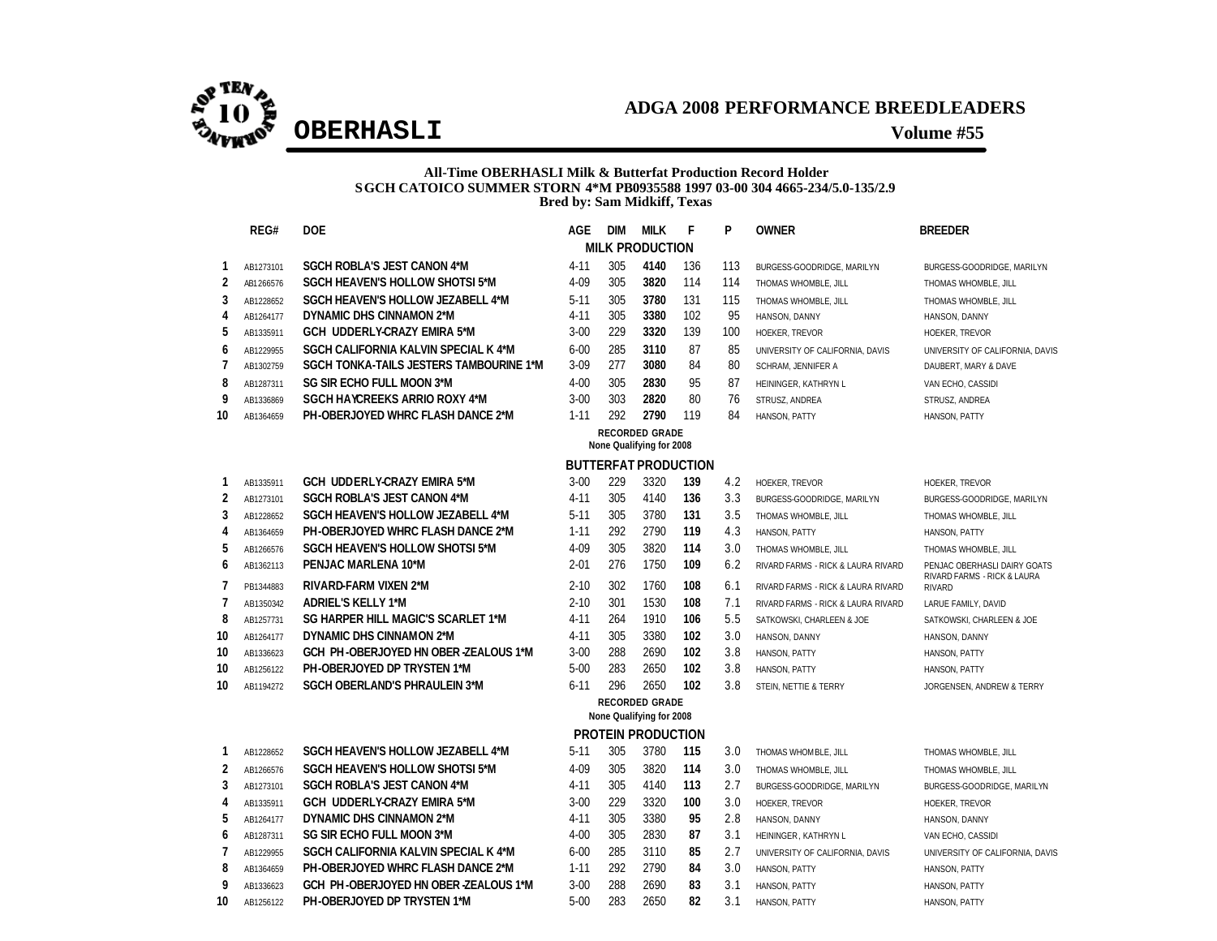# OBERHASLI

## ADGA 2008 PERFORMANCE BREEDLEADERS

**Volume #55**

**All-Time OBERHASLI Milk & Butterfat Production Record Holder**
**SGCH CATOICO SUMMER STORN 4*M PB0935588 1997 03-00 304 4665-234/5.0-135/2.9**
**Bred by: Sam Midkiff, Texas**

| | REG# | DOE | AGE | DIM | MILK | F | P | OWNER | BREEDER |
|---|---|---|---|---|---|---|---|---|---|
| | | | | | **MILK PRODUCTION** | | | | |
| 1 | AB1273101 | SGCH ROBLA'S JEST CANON 4*M | 4-11 | 305 | **4140** | 136 | 113 | BURGESS-GOODRIDGE, MARILYN | BURGESS-GOODRIDGE, MARILYN |
| 2 | AB1266576 | SGCH HEAVEN'S HOLLOW SHOTSI 5*M | 4-09 | 305 | **3820** | 114 | 114 | THOMAS WHOMBLE, JILL | THOMAS WHOMBLE, JILL |
| 3 | AB1228652 | SGCH HEAVEN'S HOLLOW JEZABELL 4*M | 5-11 | 305 | **3780** | 131 | 115 | THOMAS WHOMBLE, JILL | THOMAS WHOMBLE, JILL |
| 4 | AB1264177 | DYNAMIC DHS CINNAMON 2*M | 4-11 | 305 | **3380** | 102 | 95 | HANSON, DANNY | HANSON, DANNY |
| 5 | AB1335911 | GCH UDDERLY-CRAZY EMIRA 5*M | 3-00 | 229 | **3320** | 139 | 100 | HOEKER, TREVOR | HOEKER, TREVOR |
| 6 | AB1229955 | SGCH CALIFORNIA KALVIN SPECIAL K 4*M | 6-00 | 285 | **3110** | 87 | 85 | UNIVERSITY OF CALIFORNIA, DAVIS | UNIVERSITY OF CALIFORNIA, DAVIS |
| 7 | AB1302759 | SGCH TONKA-TAILS JESTERS TAMBOURINE 1*M | 3-09 | 277 | **3080** | 84 | 80 | SCHRAM, JENNIFER A | DAUBERT, MARY & DAVE |
| 8 | AB1287311 | SG SIR ECHO FULL MOON 3*M | 4-00 | 305 | **2830** | 95 | 87 | HEININGER, KATHRYN L | VAN ECHO, CASSIDI |
| 9 | AB1336869 | SGCH HAYCREEKS ARRIO ROXY 4*M | 3-00 | 303 | **2820** | 80 | 76 | STRUSZ, ANDREA | STRUSZ, ANDREA |
| 10 | AB1364659 | PH-OBERJOYED WHRC FLASH DANCE 2*M | 1-11 | 292 | **2790** | 119 | 84 | HANSON, PATTY | HANSON, PATTY |
| | | | | | **RECORDED GRADE** None Qualifying for 2008 | | | | |
| | | | | | **BUTTERFAT PRODUCTION** | | | | |
| 1 | AB1335911 | GCH UDDERLY-CRAZY EMIRA 5*M | 3-00 | 229 | 3320 | **139** | 4.2 | HOEKER, TREVOR | HOEKER, TREVOR |
| 2 | AB1273101 | SGCH ROBLA'S JEST CANON 4*M | 4-11 | 305 | 4140 | **136** | 3.3 | BURGESS-GOODRIDGE, MARILYN | BURGESS-GOODRIDGE, MARILYN |
| 3 | AB1228652 | SGCH HEAVEN'S HOLLOW JEZABELL 4*M | 5-11 | 305 | 3780 | **131** | 3.5 | THOMAS WHOMBLE, JILL | THOMAS WHOMBLE, JILL |
| 4 | AB1364659 | PH-OBERJOYED WHRC FLASH DANCE 2*M | 1-11 | 292 | 2790 | **119** | 4.3 | HANSON, PATTY | HANSON, PATTY |
| 5 | AB1266576 | SGCH HEAVEN'S HOLLOW SHOTSI 5*M | 4-09 | 305 | 3820 | **114** | 3.0 | THOMAS WHOMBLE, JILL | THOMAS WHOMBLE, JILL |
| 6 | AB1362113 | PENJAC MARLENA 10*M | 2-01 | 276 | 1750 | **109** | 6.2 | RIVARD FARMS - RICK & LAURA RIVARD | PENJAC OBERHASLI DAIRY GOATS |
| 7 | PB1344883 | RIVARD-FARM VIXEN 2*M | 2-10 | 302 | 1760 | **108** | 6.1 | RIVARD FARMS - RICK & LAURA RIVARD | RIVARD FARMS - RICK & LAURA RIVARD |
| 7 | AB1350342 | ADRIEL'S KELLY 1*M | 2-10 | 301 | 1530 | **108** | 7.1 | RIVARD FARMS - RICK & LAURA RIVARD | LARUE FAMILY, DAVID |
| 8 | AB1257731 | SG HARPER HILL MAGIC'S SCARLET 1*M | 4-11 | 264 | 1910 | **106** | 5.5 | SATKOWSKI, CHARLEEN & JOE | SATKOWSKI, CHARLEEN & JOE |
| 10 | AB1264177 | DYNAMIC DHS CINNAMON 2*M | 4-11 | 305 | 3380 | **102** | 3.0 | HANSON, DANNY | HANSON, DANNY |
| 10 | AB1336623 | GCH PH-OBERJOYED HN OBER-ZEALOUS 1*M | 3-00 | 288 | 2690 | **102** | 3.8 | HANSON, PATTY | HANSON, PATTY |
| 10 | AB1256122 | PH-OBERJOYED DP TRYSTEN 1*M | 5-00 | 283 | 2650 | **102** | 3.8 | HANSON, PATTY | HANSON, PATTY |
| 10 | AB1194272 | SGCH OBERLAND'S PHRAULEIN 3*M | 6-11 | 296 | 2650 | **102** | 3.8 | STEIN, NETTIE & TERRY | JORGENSEN, ANDREW & TERRY |
| | | | | | **RECORDED GRADE** None Qualifying for 2008 | | | | |
| | | | | | **PROTEIN PRODUCTION** | | | | |
| 1 | AB1228652 | SGCH HEAVEN'S HOLLOW JEZABELL 4*M | 5-11 | 305 | 3780 | **115** | 3.0 | THOMAS WHOMBLE, JILL | THOMAS WHOMBLE, JILL |
| 2 | AB1266576 | SGCH HEAVEN'S HOLLOW SHOTSI 5*M | 4-09 | 305 | 3820 | **114** | 3.0 | THOMAS WHOMBLE, JILL | THOMAS WHOMBLE, JILL |
| 3 | AB1273101 | SGCH ROBLA'S JEST CANON 4*M | 4-11 | 305 | 4140 | **113** | 2.7 | BURGESS-GOODRIDGE, MARILYN | BURGESS-GOODRIDGE, MARILYN |
| 4 | AB1335911 | GCH UDDERLY-CRAZY EMIRA 5*M | 3-00 | 229 | 3320 | **100** | 3.0 | HOEKER, TREVOR | HOEKER, TREVOR |
| 5 | AB1264177 | DYNAMIC DHS CINNAMON 2*M | 4-11 | 305 | 3380 | **95** | 2.8 | HANSON, DANNY | HANSON, DANNY |
| 6 | AB1287311 | SG SIR ECHO FULL MOON 3*M | 4-00 | 305 | 2830 | **87** | 3.1 | HEININGER, KATHRYN L | VAN ECHO, CASSIDI |
| 7 | AB1229955 | SGCH CALIFORNIA KALVIN SPECIAL K 4*M | 6-00 | 285 | 3110 | **85** | 2.7 | UNIVERSITY OF CALIFORNIA, DAVIS | UNIVERSITY OF CALIFORNIA, DAVIS |
| 8 | AB1364659 | PH-OBERJOYED WHRC FLASH DANCE 2*M | 1-11 | 292 | 2790 | **84** | 3.0 | HANSON, PATTY | HANSON, PATTY |
| 9 | AB1336623 | GCH PH-OBERJOYED HN OBER-ZEALOUS 1*M | 3-00 | 288 | 2690 | **83** | 3.1 | HANSON, PATTY | HANSON, PATTY |
| 10 | AB1256122 | PH-OBERJOYED DP TRYSTEN 1*M | 5-00 | 283 | 2650 | **82** | 3.1 | HANSON, PATTY | HANSON, PATTY |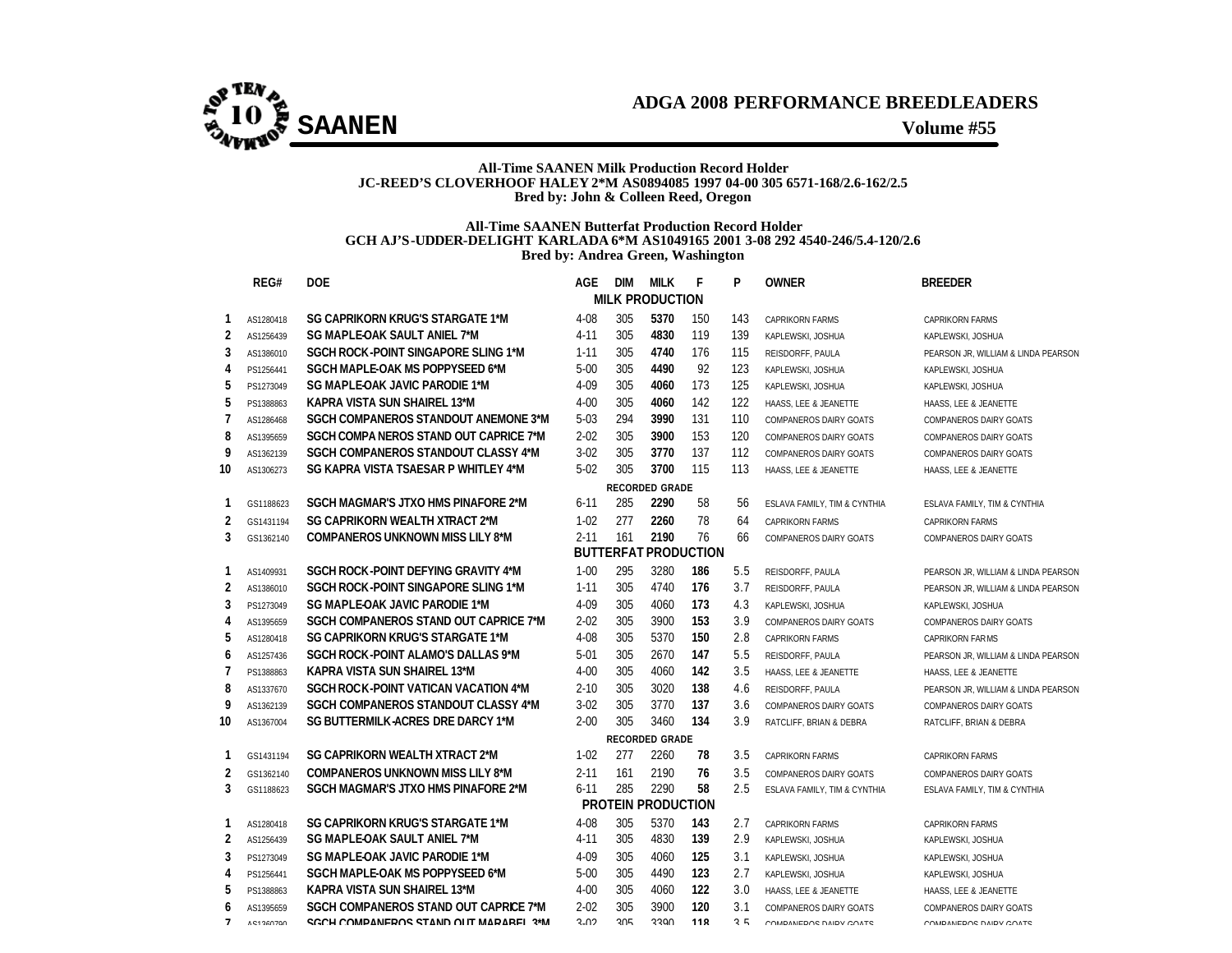# ADGA 2008 PERFORMANCE BREEDLEADERS

## SAANEN

**Volume #55**

**All-Time SAANEN Milk Production Record Holder**
**JC-REED'S CLOVERHOOF HALEY 2*M AS0894085 1997 04-00 305 6571-168/2.6-162/2.5**
**Bred by: John & Colleen Reed, Oregon**

**All-Time SAANEN Butterfat Production Record Holder**
**GCH AJ'S-UDDER-DELIGHT KARLADA 6*M AS1049165 2001 3-08 292 4540-246/5.4-120/2.6**
**Bred by: Andrea Green, Washington**

| | REG# | DOE | AGE | DIM | MILK | F | P | OWNER | BREEDER |
|---|---|---|---|---|---|---|---|---|---|
| | | | | | **MILK PRODUCTION** | | | | |
| 1 | AS1280418 | SG CAPRIKORN KRUG'S STARGATE 1*M | 4-08 | 305 | **5370** | 150 | 143 | CAPRIKORN FARMS | CAPRIKORN FARMS |
| 2 | AS1256439 | SG MAPLE-OAK SAULT ANIEL 7*M | 4-11 | 305 | **4830** | 119 | 139 | KAPLEWSKI, JOSHUA | KAPLEWSKI, JOSHUA |
| 3 | AS1386010 | SGCH ROCK-POINT SINGAPORE SLING 1*M | 1-11 | 305 | **4740** | 176 | 115 | REISDORFF, PAULA | PEARSON JR, WILLIAM & LINDA PEARSON |
| 4 | PS1256441 | SGCH MAPLE-OAK MS POPPYSEED 6*M | 5-00 | 305 | **4490** | 92 | 123 | KAPLEWSKI, JOSHUA | KAPLEWSKI, JOSHUA |
| 5 | PS1273049 | SG MAPLE-OAK JAVIC PARODIE 1*M | 4-09 | 305 | **4060** | 173 | 125 | KAPLEWSKI, JOSHUA | KAPLEWSKI, JOSHUA |
| 5 | PS1388863 | KAPRA VISTA SUN SHAIREL 13*M | 4-00 | 305 | **4060** | 142 | 122 | HAASS, LEE & JEANETTE | HAASS, LEE & JEANETTE |
| 7 | AS1286468 | SGCH COMPANEROS STANDOUT ANEMONE 3*M | 5-03 | 294 | **3990** | 131 | 110 | COMPANEROS DAIRY GOATS | COMPANEROS DAIRY GOATS |
| 8 | AS1395659 | SGCH COMPANEROS STAND OUT CAPRICE 7*M | 2-02 | 305 | **3900** | 153 | 120 | COMPANEROS DAIRY GOATS | COMPANEROS DAIRY GOATS |
| 9 | AS1362139 | SGCH COMPANEROS STANDOUT CLASSY 4*M | 3-02 | 305 | **3770** | 137 | 112 | COMPANEROS DAIRY GOATS | COMPANEROS DAIRY GOATS |
| 10 | AS1306273 | SG KAPRA VISTA TSAESAR P WHITLEY 4*M | 5-02 | 305 | **3700** | 115 | 113 | HAASS, LEE & JEANETTE | HAASS, LEE & JEANETTE |
| | | | | | **RECORDED GRADE** | | | | |
| 1 | GS1188623 | SGCH MAGMAR'S JTXO HMS PINAFORE 2*M | 6-11 | 285 | **2290** | 58 | 56 | ESLAVA FAMILY, TIM & CYNTHIA | ESLAVA FAMILY, TIM & CYNTHIA |
| 2 | GS1431194 | SG CAPRIKORN WEALTH XTRACT 2*M | 1-02 | 277 | **2260** | 78 | 64 | CAPRIKORN FARMS | CAPRIKORN FARMS |
| 3 | GS1362140 | COMPANEROS UNKNOWN MISS LILY 8*M | 2-11 | 161 | **2190** | 76 | 66 | COMPANEROS DAIRY GOATS | COMPANEROS DAIRY GOATS |
| | | | | | **BUTTERFAT PRODUCTION** | | | | |
| 1 | AS1409931 | SGCH ROCK-POINT DEFYING GRAVITY 4*M | 1-00 | 295 | 3280 | **186** | 5.5 | REISDORFF, PAULA | PEARSON JR, WILLIAM & LINDA PEARSON |
| 2 | AS1386010 | SGCH ROCK-POINT SINGAPORE SLING 1*M | 1-11 | 305 | 4740 | **176** | 3.7 | REISDORFF, PAULA | PEARSON JR, WILLIAM & LINDA PEARSON |
| 3 | PS1273049 | SG MAPLE-OAK JAVIC PARODIE 1*M | 4-09 | 305 | 4060 | **173** | 4.3 | KAPLEWSKI, JOSHUA | KAPLEWSKI, JOSHUA |
| 4 | AS1395659 | SGCH COMPANEROS STAND OUT CAPRICE 7*M | 2-02 | 305 | 3900 | **153** | 3.9 | COMPANEROS DAIRY GOATS | COMPANEROS DAIRY GOATS |
| 5 | AS1280418 | SG CAPRIKORN KRUG'S STARGATE 1*M | 4-08 | 305 | 5370 | **150** | 2.8 | CAPRIKORN FARMS | CAPRIKORN FARMS |
| 6 | AS1257436 | SGCH ROCK-POINT ALAMO'S DALLAS 9*M | 5-01 | 305 | 2670 | **147** | 5.5 | REISDORFF, PAULA | PEARSON JR, WILLIAM & LINDA PEARSON |
| 7 | PS1388863 | KAPRA VISTA SUN SHAIREL 13*M | 4-00 | 305 | 4060 | **142** | 3.5 | HAASS, LEE & JEANETTE | HAASS, LEE & JEANETTE |
| 8 | AS1337670 | SGCH ROCK-POINT VATICAN VACATION 4*M | 2-10 | 305 | 3020 | **138** | 4.6 | REISDORFF, PAULA | PEARSON JR, WILLIAM & LINDA PEARSON |
| 9 | AS1362139 | SGCH COMPANEROS STANDOUT CLASSY 4*M | 3-02 | 305 | 3770 | **137** | 3.6 | COMPANEROS DAIRY GOATS | COMPANEROS DAIRY GOATS |
| 10 | AS1367004 | SG BUTTERMILK-ACRES DRE DARCY 1*M | 2-00 | 305 | 3460 | **134** | 3.9 | RATCLIFF, BRIAN & DEBRA | RATCLIFF, BRIAN & DEBRA |
| | | | | | **RECORDED GRADE** | | | | |
| 1 | GS1431194 | SG CAPRIKORN WEALTH XTRACT 2*M | 1-02 | 277 | 2260 | **78** | 3.5 | CAPRIKORN FARMS | CAPRIKORN FARMS |
| 2 | GS1362140 | COMPANEROS UNKNOWN MISS LILY 8*M | 2-11 | 161 | 2190 | **76** | 3.5 | COMPANEROS DAIRY GOATS | COMPANEROS DAIRY GOATS |
| 3 | GS1188623 | SGCH MAGMAR'S JTXO HMS PINAFORE 2*M | 6-11 | 285 | 2290 | **58** | 2.5 | ESLAVA FAMILY, TIM & CYNTHIA | ESLAVA FAMILY, TIM & CYNTHIA |
| | | | | | **PROTEIN PRODUCTION** | | | | |
| 1 | AS1280418 | SG CAPRIKORN KRUG'S STARGATE 1*M | 4-08 | 305 | 5370 | **143** | 2.7 | CAPRIKORN FARMS | CAPRIKORN FARMS |
| 2 | AS1256439 | SG MAPLE-OAK SAULT ANIEL 7*M | 4-11 | 305 | 4830 | **139** | 2.9 | KAPLEWSKI, JOSHUA | KAPLEWSKI, JOSHUA |
| 3 | PS1273049 | SG MAPLE-OAK JAVIC PARODIE 1*M | 4-09 | 305 | 4060 | **125** | 3.1 | KAPLEWSKI, JOSHUA | KAPLEWSKI, JOSHUA |
| 4 | PS1256441 | SGCH MAPLE-OAK MS POPPYSEED 6*M | 5-00 | 305 | 4490 | **123** | 2.7 | KAPLEWSKI, JOSHUA | KAPLEWSKI, JOSHUA |
| 5 | PS1388863 | KAPRA VISTA SUN SHAIREL 13*M | 4-00 | 305 | 4060 | **122** | 3.0 | HAASS, LEE & JEANETTE | HAASS, LEE & JEANETTE |
| 6 | AS1395659 | SGCH COMPANEROS STAND OUT CAPRICE 7*M | 2-02 | 305 | 3900 | **120** | 3.1 | COMPANEROS DAIRY GOATS | COMPANEROS DAIRY GOATS |
| 7 | AS1360790 | SGCH COMPANEROS STAND OUT MARABEL 3*M | 3-02 | 305 | 3390 | **118** | 3.5 | COMPANEROS DAIRY GOATS | COMPANEROS DAIRY GOATS |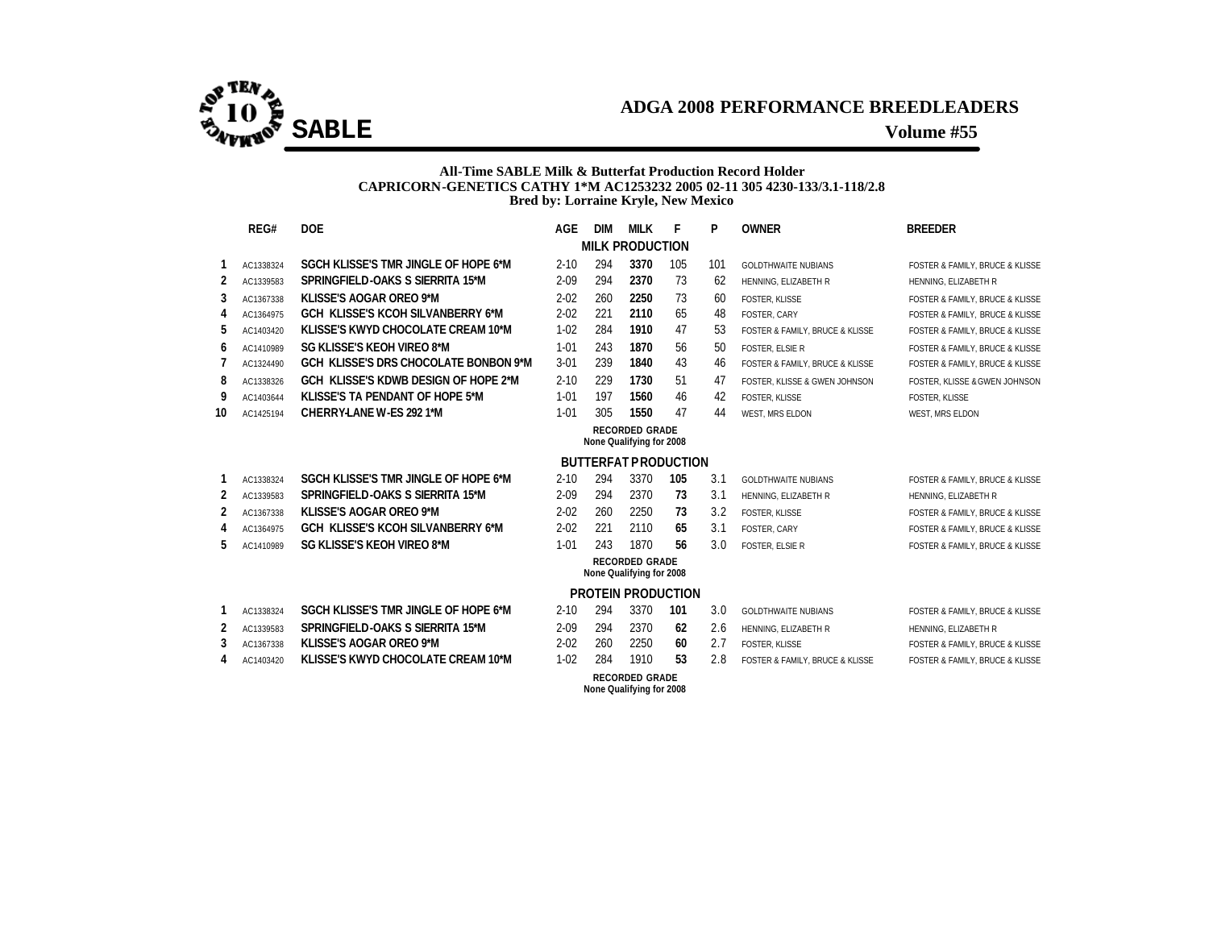# SABLE

## ADGA 2008 PERFORMANCE BREEDLEADERS

**Volume #55**

**All-Time SABLE Milk & Butterfat Production Record Holder**
**CAPRICORN-GENETICS CATHY 1*M AC1253232 2005 02-11 305 4230-133/3.1-118/2.8**
**Bred by: Lorraine Kryle, New Mexico**

| | REG# | DOE | AGE | DIM | MILK | F | P | OWNER | BREEDER |
|---|---|---|---|---|---|---|---|---|---|
| | | | | | **MILK PRODUCTION** | | | | |
| 1 | AC1338324 | SGCH KLISSE'S TMR JINGLE OF HOPE 6*M | 2-10 | 294 | **3370** | 105 | 101 | GOLDTHWAITE NUBIANS | FOSTER & FAMILY, BRUCE & KLISSE |
| 2 | AC1339583 | SPRINGFIELD-OAKS S SIERRITA 15*M | 2-09 | 294 | **2370** | 73 | 62 | HENNING, ELIZABETH R | HENNING, ELIZABETH R |
| 3 | AC1367338 | KLISSE'S AOGAR OREO 9*M | 2-02 | 260 | **2250** | 73 | 60 | FOSTER, KLISSE | FOSTER & FAMILY, BRUCE & KLISSE |
| 4 | AC1364975 | GCH KLISSE'S KCOH SILVANBERRY 6*M | 2-02 | 221 | **2110** | 65 | 48 | FOSTER, CARY | FOSTER & FAMILY, BRUCE & KLISSE |
| 5 | AC1403420 | KLISSE'S KWYD CHOCOLATE CREAM 10*M | 1-02 | 284 | **1910** | 47 | 53 | FOSTER & FAMILY, BRUCE & KLISSE | FOSTER & FAMILY, BRUCE & KLISSE |
| 6 | AC1410989 | SG KLISSE'S KEOH VIREO 8*M | 1-01 | 243 | **1870** | 56 | 50 | FOSTER, ELSIE R | FOSTER & FAMILY, BRUCE & KLISSE |
| 7 | AC1324490 | GCH KLISSE'S DRS CHOCOLATE BONBON 9*M | 3-01 | 239 | **1840** | 43 | 46 | FOSTER & FAMILY, BRUCE & KLISSE | FOSTER & FAMILY, BRUCE & KLISSE |
| 8 | AC1338326 | GCH KLISSE'S KDWB DESIGN OF HOPE 2*M | 2-10 | 229 | **1730** | 51 | 47 | FOSTER, KLISSE & GWEN JOHNSON | FOSTER, KLISSE & GWEN JOHNSON |
| 9 | AC1403644 | KLISSE'S TA PENDANT OF HOPE 5*M | 1-01 | 197 | **1560** | 46 | 42 | FOSTER, KLISSE | FOSTER, KLISSE |
| 10 | AC1425194 | CHERRY-LANE W-ES 292 1*M | 1-01 | 305 | **1550** | 47 | 44 | WEST, MRS ELDON | WEST, MRS ELDON |
| | | | | | **RECORDED GRADE** None Qualifying for 2008 | | | | |
| | | | | | **BUTTERFAT PRODUCTION** | | | | |
| 1 | AC1338324 | SGCH KLISSE'S TMR JINGLE OF HOPE 6*M | 2-10 | 294 | 3370 | **105** | 3.1 | GOLDTHWAITE NUBIANS | FOSTER & FAMILY, BRUCE & KLISSE |
| 2 | AC1339583 | SPRINGFIELD-OAKS S SIERRITA 15*M | 2-09 | 294 | 2370 | **73** | 3.1 | HENNING, ELIZABETH R | HENNING, ELIZABETH R |
| 2 | AC1367338 | KLISSE'S AOGAR OREO 9*M | 2-02 | 260 | 2250 | **73** | 3.2 | FOSTER, KLISSE | FOSTER & FAMILY, BRUCE & KLISSE |
| 4 | AC1364975 | GCH KLISSE'S KCOH SILVANBERRY 6*M | 2-02 | 221 | 2110 | **65** | 3.1 | FOSTER, CARY | FOSTER & FAMILY, BRUCE & KLISSE |
| 5 | AC1410989 | SG KLISSE'S KEOH VIREO 8*M | 1-01 | 243 | 1870 | **56** | 3.0 | FOSTER, ELSIE R | FOSTER & FAMILY, BRUCE & KLISSE |
| | | | | | **RECORDED GRADE** None Qualifying for 2008 | | | | |
| | | | | | **PROTEIN PRODUCTION** | | | | |
| 1 | AC1338324 | SGCH KLISSE'S TMR JINGLE OF HOPE 6*M | 2-10 | 294 | 3370 | **101** | 3.0 | GOLDTHWAITE NUBIANS | FOSTER & FAMILY, BRUCE & KLISSE |
| 2 | AC1339583 | SPRINGFIELD-OAKS S SIERRITA 15*M | 2-09 | 294 | 2370 | **62** | 2.6 | HENNING, ELIZABETH R | HENNING, ELIZABETH R |
| 3 | AC1367338 | KLISSE'S AOGAR OREO 9*M | 2-02 | 260 | 2250 | **60** | 2.7 | FOSTER, KLISSE | FOSTER & FAMILY, BRUCE & KLISSE |
| 4 | AC1403420 | KLISSE'S KWYD CHOCOLATE CREAM 10*M | 1-02 | 284 | 1910 | **53** | 2.8 | FOSTER & FAMILY, BRUCE & KLISSE | FOSTER & FAMILY, BRUCE & KLISSE |
| | | | | | **RECORDED GRADE** None Qualifying for 2008 | | | | |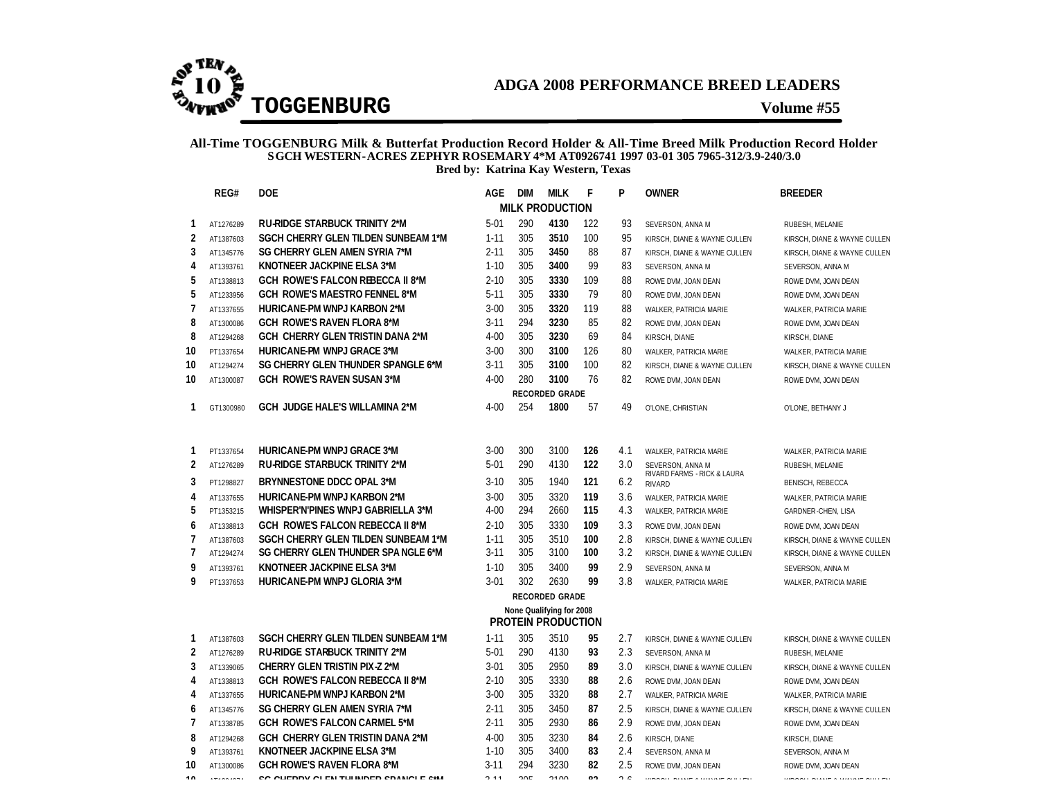# ADGA 2008 PERFORMANCE BREED LEADERS

## TOGGENBURG

**Volume #55**

**All-Time TOGGENBURG Milk & Butterfat Production Record Holder & All-Time Breed Milk Production Record Holder**
**SGCH WESTERN-ACRES ZEPHYR ROSEMARY 4*M AT0926741 1997 03-01 305 7965-312/3.9-240/3.0**
**Bred by: Katrina Kay Western, Texas**

| | REG# | DOE | AGE | DIM | MILK | F | P | OWNER | BREEDER |
|---|---|---|---|---|---|---|---|---|---|
| | | | | | **MILK PRODUCTION** | | | | |
| 1 | AT1276289 | RU-RIDGE STARBUCK TRINITY 2*M | 5-01 | 290 | **4130** | 122 | 93 | SEVERSON, ANNA M | RUBESH, MELANIE |
| 2 | AT1387603 | SGCH CHERRY GLEN TILDEN SUNBEAM 1*M | 1-11 | 305 | **3510** | 100 | 95 | KIRSCH, DIANE & WAYNE CULLEN | KIRSCH, DIANE & WAYNE CULLEN |
| 3 | AT1345776 | SG CHERRY GLEN AMEN SYRIA 7*M | 2-11 | 305 | **3450** | 88 | 87 | KIRSCH, DIANE & WAYNE CULLEN | KIRSCH, DIANE & WAYNE CULLEN |
| 4 | AT1393761 | KNOTNEER JACKPINE ELSA 3*M | 1-10 | 305 | **3400** | 99 | 83 | SEVERSON, ANNA M | SEVERSON, ANNA M |
| 5 | AT1338813 | GCH ROWE'S FALCON REBECCA II 8*M | 2-10 | 305 | **3330** | 109 | 88 | ROWE DVM, JOAN DEAN | ROWE DVM, JOAN DEAN |
| 5 | AT1233956 | GCH ROWE'S MAESTRO FENNEL 8*M | 5-11 | 305 | **3330** | 79 | 80 | ROWE DVM, JOAN DEAN | ROWE DVM, JOAN DEAN |
| 7 | AT1337655 | HURICANE-PM WNPJ KARBON 2*M | 3-00 | 305 | **3320** | 119 | 88 | WALKER, PATRICIA MARIE | WALKER, PATRICIA MARIE |
| 8 | AT1300086 | GCH ROWE'S RAVEN FLORA 8*M | 3-11 | 294 | **3230** | 85 | 82 | ROWE DVM, JOAN DEAN | ROWE DVM, JOAN DEAN |
| 8 | AT1294268 | GCH CHERRY GLEN TRISTIN DANA 2*M | 4-00 | 305 | **3230** | 69 | 84 | KIRSCH, DIANE | KIRSCH, DIANE |
| 10 | PT1337654 | HURICANE-PM WNPJ GRACE 3*M | 3-00 | 300 | **3100** | 126 | 80 | WALKER, PATRICIA MARIE | WALKER, PATRICIA MARIE |
| 10 | AT1294274 | SG CHERRY GLEN THUNDER SPANGLE 6*M | 3-11 | 305 | **3100** | 100 | 82 | KIRSCH, DIANE & WAYNE CULLEN | KIRSCH, DIANE & WAYNE CULLEN |
| 10 | AT1300087 | GCH ROWE'S RAVEN SUSAN 3*M | 4-00 | 280 | **3100** | 76 | 82 | ROWE DVM, JOAN DEAN | ROWE DVM, JOAN DEAN |
| | | | | | **RECORDED GRADE** | | | | |
| 1 | GT1300980 | GCH JUDGE HALE'S WILLAMINA 2*M | 4-00 | 254 | **1800** | 57 | 49 | O'LONE, CHRISTIAN | O'LONE, BETHANY J |

| | REG# | DOE | AGE | DIM | MILK | F | % | OWNER | BREEDER |
|---|---|---|---|---|---|---|---|---|---|
| 1 | PT1337654 | HURICANE-PM WNPJ GRACE 3*M | 3-00 | 300 | 3100 | **126** | 4.1 | WALKER, PATRICIA MARIE | WALKER, PATRICIA MARIE |
| 2 | AT1276289 | RU-RIDGE STARBUCK TRINITY 2*M | 5-01 | 290 | 4130 | **122** | 3.0 | SEVERSON, ANNA M | RUBESH, MELANIE |
| 3 | PT1298827 | BRYNNESTONE DDCC OPAL 3*M | 3-10 | 305 | 1940 | **121** | 6.2 | RIVARD FARMS - RICK & LAURA RIVARD | BENISCH, REBECCA |
| 4 | AT1337655 | HURICANE-PM WNPJ KARBON 2*M | 3-00 | 305 | 3320 | **119** | 3.6 | WALKER, PATRICIA MARIE | WALKER, PATRICIA MARIE |
| 5 | PT1353215 | WHISPER'N'PINES WNPJ GABRIELLA 3*M | 4-00 | 294 | 2660 | **115** | 4.3 | WALKER, PATRICIA MARIE | GARDNER-CHEN, LISA |
| 6 | AT1338813 | GCH ROWE'S FALCON REBECCA II 8*M | 2-10 | 305 | 3330 | **109** | 3.3 | ROWE DVM, JOAN DEAN | ROWE DVM, JOAN DEAN |
| 7 | AT1387603 | SGCH CHERRY GLEN TILDEN SUNBEAM 1*M | 1-11 | 305 | 3510 | **100** | 2.8 | KIRSCH, DIANE & WAYNE CULLEN | KIRSCH, DIANE & WAYNE CULLEN |
| 7 | AT1294274 | SG CHERRY GLEN THUNDER SPANGLE 6*M | 3-11 | 305 | 3100 | **100** | 3.2 | KIRSCH, DIANE & WAYNE CULLEN | KIRSCH, DIANE & WAYNE CULLEN |
| 9 | AT1393761 | KNOTNEER JACKPINE ELSA 3*M | 1-10 | 305 | 3400 | **99** | 2.9 | SEVERSON, ANNA M | SEVERSON, ANNA M |
| 9 | PT1337653 | HURICANE-PM WNPJ GLORIA 3*M | 3-01 | 302 | 2630 | **99** | 3.8 | WALKER, PATRICIA MARIE | WALKER, PATRICIA MARIE |
| | | | | | **RECORDED GRADE** | | | | |
| | | | | | None Qualifying for 2008 | | | | |

| | REG# | DOE | AGE | DIM | MILK | P | % | OWNER | BREEDER |
|---|---|---|---|---|---|---|---|---|---|
| | | | | | **PROTEIN PRODUCTION** | | | | |
| 1 | AT1387603 | SGCH CHERRY GLEN TILDEN SUNBEAM 1*M | 1-11 | 305 | 3510 | **95** | 2.7 | KIRSCH, DIANE & WAYNE CULLEN | KIRSCH, DIANE & WAYNE CULLEN |
| 2 | AT1276289 | RU-RIDGE STARBUCK TRINITY 2*M | 5-01 | 290 | 4130 | **93** | 2.3 | SEVERSON, ANNA M | RUBESH, MELANIE |
| 3 | AT1339065 | CHERRY GLEN TRISTIN PIX-Z 2*M | 3-01 | 305 | 2950 | **89** | 3.0 | KIRSCH, DIANE & WAYNE CULLEN | KIRSCH, DIANE & WAYNE CULLEN |
| 4 | AT1338813 | GCH ROWE'S FALCON REBECCA II 8*M | 2-10 | 305 | 3330 | **88** | 2.6 | ROWE DVM, JOAN DEAN | ROWE DVM, JOAN DEAN |
| 4 | AT1337655 | HURICANE-PM WNPJ KARBON 2*M | 3-00 | 305 | 3320 | **88** | 2.7 | WALKER, PATRICIA MARIE | WALKER, PATRICIA MARIE |
| 6 | AT1345776 | SG CHERRY GLEN AMEN SYRIA 7*M | 2-11 | 305 | 3450 | **87** | 2.5 | KIRSCH, DIANE & WAYNE CULLEN | KIRSCH, DIANE & WAYNE CULLEN |
| 7 | AT1338785 | GCH ROWE'S FALCON CARMEL 5*M | 2-11 | 305 | 2930 | **86** | 2.9 | ROWE DVM, JOAN DEAN | ROWE DVM, JOAN DEAN |
| 8 | AT1294268 | GCH CHERRY GLEN TRISTIN DANA 2*M | 4-00 | 305 | 3230 | **84** | 2.6 | KIRSCH, DIANE | KIRSCH, DIANE |
| 9 | AT1393761 | KNOTNEER JACKPINE ELSA 3*M | 1-10 | 305 | 3400 | **83** | 2.4 | SEVERSON, ANNA M | SEVERSON, ANNA M |
| 10 | AT1300086 | GCH ROWE'S RAVEN FLORA 8*M | 3-11 | 294 | 3230 | **82** | 2.5 | ROWE DVM, JOAN DEAN | ROWE DVM, JOAN DEAN |
| 10 | AT1294274 | SG CHERRY GLEN THUNDER SPANGLE 6*M | 3-11 | 305 | 3100 | **82** | 2.6 | KIRSCH, DIANE & WAYNE CULLEN | KIRSCH, DIANE & WAYNE CULLEN |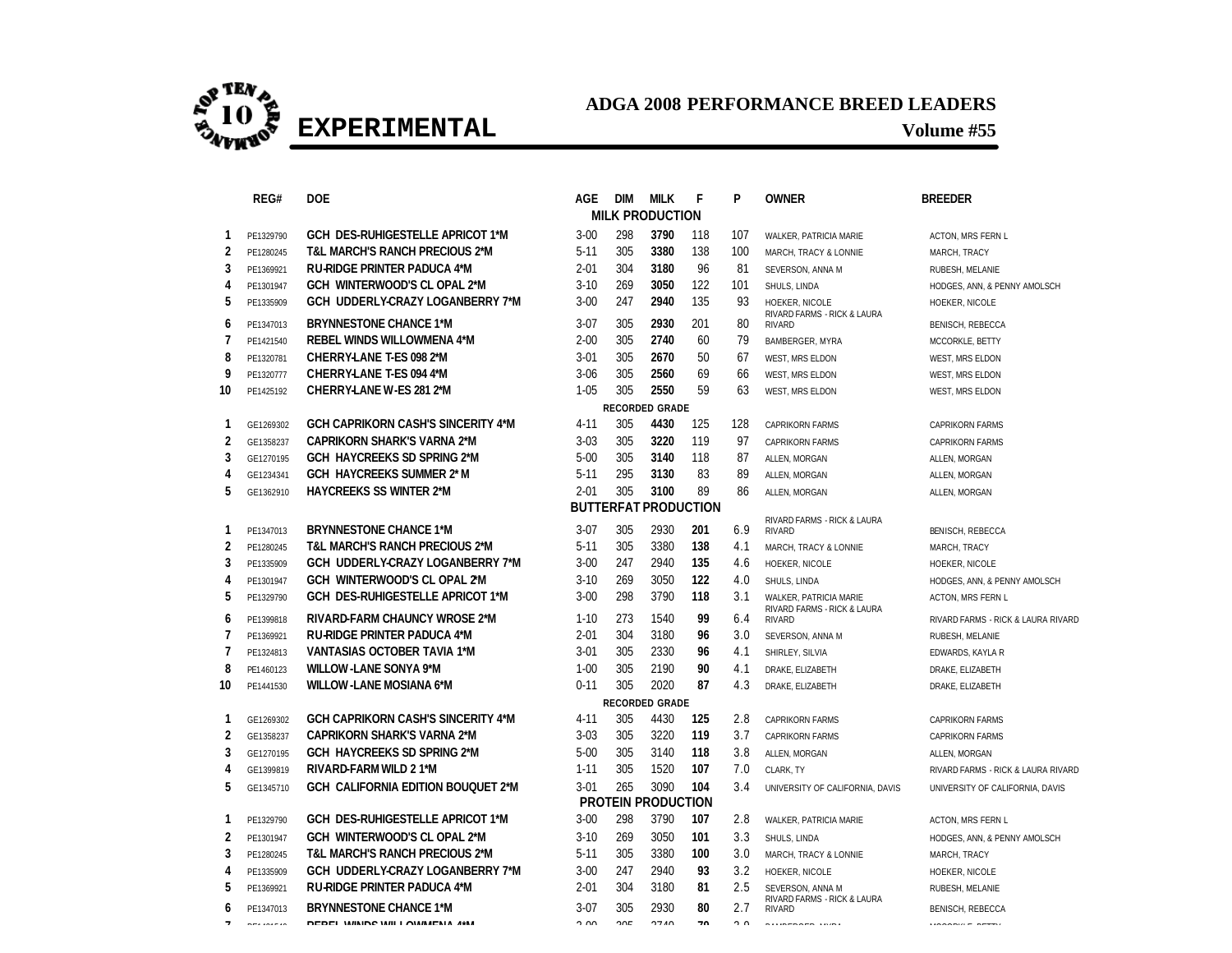# EXPERIMENTAL

## ADGA 2008 PERFORMANCE BREED LEADERS

**Volume #55**

| | REG# | DOE | AGE | DIM | MILK | F | P | OWNER | BREEDER |
|---|---|---|---|---|---|---|---|---|---|
| | | | | | **MILK PRODUCTION** | | | | |
| **1** | PE1329790 | **GCH DES-RUHIGESTELLE APRICOT 1*M** | 3-00 | 298 | **3790** | 118 | 107 | WALKER, PATRICIA MARIE | ACTON, MRS FERN L |
| **2** | PE1280245 | **T&L MARCH'S RANCH PRECIOUS 2*M** | 5-11 | 305 | **3380** | 138 | 100 | MARCH, TRACY & LONNIE | MARCH, TRACY |
| **3** | PE1369921 | **RU-RIDGE PRINTER PADUCA 4*M** | 2-01 | 304 | **3180** | 96 | 81 | SEVERSON, ANNA M | RUBESH, MELANIE |
| **4** | PE1301947 | **GCH WINTERWOOD'S CL OPAL 2*M** | 3-10 | 269 | **3050** | 122 | 101 | SHULS, LINDA | HODGES, ANN, & PENNY AMOLSCH |
| **5** | PE1335909 | **GCH UDDERLY-CRAZY LOGANBERRY 7*M** | 3-00 | 247 | **2940** | 135 | 93 | HOEKER, NICOLE | HOEKER, NICOLE |
| **6** | PE1347013 | **BRYNNESTONE CHANCE 1*M** | 3-07 | 305 | **2930** | 201 | 80 | RIVARD FARMS - RICK & LAURA RIVARD | BENISCH, REBECCA |
| **7** | PE1421540 | **REBEL WINDS WILLOWMENA 4*M** | 2-00 | 305 | **2740** | 60 | 79 | BAMBERGER, MYRA | MCCORKLE, BETTY |
| **8** | PE1320781 | **CHERRY-LANE T-ES 098 2*M** | 3-01 | 305 | **2670** | 50 | 67 | WEST, MRS ELDON | WEST, MRS ELDON |
| **9** | PE1320777 | **CHERRY-LANE T-ES 094 4*M** | 3-06 | 305 | **2560** | 69 | 66 | WEST, MRS ELDON | WEST, MRS ELDON |
| **10** | PE1425192 | **CHERRY-LANE W-ES 281 2*M** | 1-05 | 305 | **2550** | 59 | 63 | WEST, MRS ELDON | WEST, MRS ELDON |
| | | | | | **RECORDED GRADE** | | | | |
| **1** | GE1269302 | **GCH CAPRIKORN CASH'S SINCERITY 4*M** | 4-11 | 305 | **4430** | 125 | 128 | CAPRIKORN FARMS | CAPRIKORN FARMS |
| **2** | GE1358237 | **CAPRIKORN SHARK'S VARNA 2*M** | 3-03 | 305 | **3220** | 119 | 97 | CAPRIKORN FARMS | CAPRIKORN FARMS |
| **3** | GE1270195 | **GCH HAYCREEKS SD SPRING 2*M** | 5-00 | 305 | **3140** | 118 | 87 | ALLEN, MORGAN | ALLEN, MORGAN |
| **4** | GE1234341 | **GCH HAYCREEKS SUMMER 2* M** | 5-11 | 295 | **3130** | 83 | 89 | ALLEN, MORGAN | ALLEN, MORGAN |
| **5** | GE1362910 | **HAYCREEKS SS WINTER 2*M** | 2-01 | 305 | **3100** | 89 | 86 | ALLEN, MORGAN | ALLEN, MORGAN |
| | | | | | **BUTTERFAT PRODUCTION** | | | | |
| **1** | PE1347013 | **BRYNNESTONE CHANCE 1*M** | 3-07 | 305 | 2930 | **201** | 6.9 | RIVARD FARMS - RICK & LAURA RIVARD | BENISCH, REBECCA |
| **2** | PE1280245 | **T&L MARCH'S RANCH PRECIOUS 2*M** | 5-11 | 305 | 3380 | **138** | 4.1 | MARCH, TRACY & LONNIE | MARCH, TRACY |
| **3** | PE1335909 | **GCH UDDERLY-CRAZY LOGANBERRY 7*M** | 3-00 | 247 | 2940 | **135** | 4.6 | HOEKER, NICOLE | HOEKER, NICOLE |
| **4** | PE1301947 | **GCH WINTERWOOD'S CL OPAL 2*M** | 3-10 | 269 | 3050 | **122** | 4.0 | SHULS, LINDA | HODGES, ANN, & PENNY AMOLSCH |
| **5** | PE1329790 | **GCH DES-RUHIGESTELLE APRICOT 1*M** | 3-00 | 298 | 3790 | **118** | 3.1 | WALKER, PATRICIA MARIE | ACTON, MRS FERN L |
| **6** | PE1399818 | **RIVARD-FARM CHAUNCY WROSE 2*M** | 1-10 | 273 | 1540 | **99** | 6.4 | RIVARD FARMS - RICK & LAURA RIVARD | RIVARD FARMS - RICK & LAURA RIVARD |
| **7** | PE1369921 | **RU-RIDGE PRINTER PADUCA 4*M** | 2-01 | 304 | 3180 | **96** | 3.0 | SEVERSON, ANNA M | RUBESH, MELANIE |
| **7** | PE1324813 | **VANTASIAS OCTOBER TAVIA 1*M** | 3-01 | 305 | 2330 | **96** | 4.1 | SHIRLEY, SILVIA | EDWARDS, KAYLA R |
| **8** | PE1460123 | **WILLOW-LANE SONYA 9*M** | 1-00 | 305 | 2190 | **90** | 4.1 | DRAKE, ELIZABETH | DRAKE, ELIZABETH |
| **10** | PE1441530 | **WILLOW-LANE MOSIANA 6*M** | 0-11 | 305 | 2020 | **87** | 4.3 | DRAKE, ELIZABETH | DRAKE, ELIZABETH |
| | | | | | **RECORDED GRADE** | | | | |
| **1** | GE1269302 | **GCH CAPRIKORN CASH'S SINCERITY 4*M** | 4-11 | 305 | 4430 | **125** | 2.8 | CAPRIKORN FARMS | CAPRIKORN FARMS |
| **2** | GE1358237 | **CAPRIKORN SHARK'S VARNA 2*M** | 3-03 | 305 | 3220 | **119** | 3.7 | CAPRIKORN FARMS | CAPRIKORN FARMS |
| **3** | GE1270195 | **GCH HAYCREEKS SD SPRING 2*M** | 5-00 | 305 | 3140 | **118** | 3.8 | ALLEN, MORGAN | ALLEN, MORGAN |
| **4** | GE1399819 | **RIVARD-FARM WILD 2 1*M** | 1-11 | 305 | 1520 | **107** | 7.0 | CLARK, TY | RIVARD FARMS - RICK & LAURA RIVARD |
| **5** | GE1345710 | **GCH CALIFORNIA EDITION BOUQUET 2*M** | 3-01 | 265 | 3090 | **104** | 3.4 | UNIVERSITY OF CALIFORNIA, DAVIS | UNIVERSITY OF CALIFORNIA, DAVIS |
| | | | | | **PROTEIN PRODUCTION** | | | | |
| **1** | PE1329790 | **GCH DES-RUHIGESTELLE APRICOT 1*M** | 3-00 | 298 | 3790 | **107** | 2.8 | WALKER, PATRICIA MARIE | ACTON, MRS FERN L |
| **2** | PE1301947 | **GCH WINTERWOOD'S CL OPAL 2*M** | 3-10 | 269 | 3050 | **101** | 3.3 | SHULS, LINDA | HODGES, ANN, & PENNY AMOLSCH |
| **3** | PE1280245 | **T&L MARCH'S RANCH PRECIOUS 2*M** | 5-11 | 305 | 3380 | **100** | 3.0 | MARCH, TRACY & LONNIE | MARCH, TRACY |
| **4** | PE1335909 | **GCH UDDERLY-CRAZY LOGANBERRY 7*M** | 3-00 | 247 | 2940 | **93** | 3.2 | HOEKER, NICOLE | HOEKER, NICOLE |
| **5** | PE1369921 | **RU-RIDGE PRINTER PADUCA 4*M** | 2-01 | 304 | 3180 | **81** | 2.5 | SEVERSON, ANNA M | RUBESH, MELANIE |
| **6** | PE1347013 | **BRYNNESTONE CHANCE 1*M** | 3-07 | 305 | 2930 | **80** | 2.7 | RIVARD FARMS - RICK & LAURA RIVARD | BENISCH, REBECCA |
| **7** | PE1421540 | **REBEL WINDS WILLOWMENA 4*M** | 2-00 | 305 | 2740 | **79** | 2.9 | BAMBERGER, MYRA | MCCORKLE, BETTY |